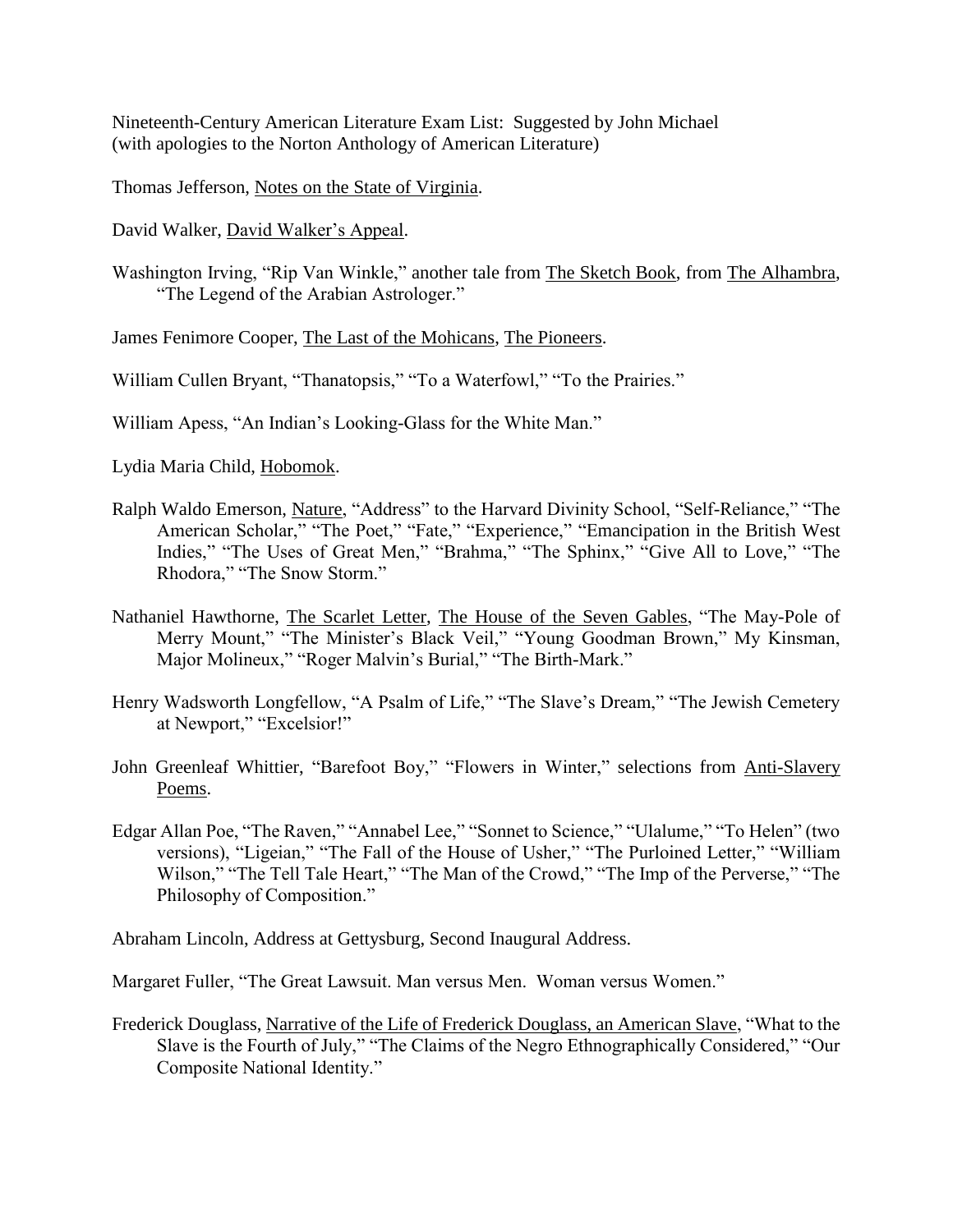Nineteenth-Century American Literature Exam List: Suggested by John Michael
(with apologies to the Norton Anthology of American Literature)

Thomas Jefferson, Notes on the State of Virginia.

David Walker, David Walker's Appeal.

Washington Irving, "Rip Van Winkle," another tale from The Sketch Book, from The Alhambra, "The Legend of the Arabian Astrologer."

James Fenimore Cooper, The Last of the Mohicans, The Pioneers.

William Cullen Bryant, "Thanatopsis," "To a Waterfowl," "To the Prairies."

William Apess, "An Indian's Looking-Glass for the White Man."

Lydia Maria Child, Hobomok.

Ralph Waldo Emerson, Nature, "Address" to the Harvard Divinity School, "Self-Reliance," "The American Scholar," "The Poet," "Fate," "Experience," "Emancipation in the British West Indies," "The Uses of Great Men," "Brahma," "The Sphinx," "Give All to Love," "The Rhodora," "The Snow Storm."

Nathaniel Hawthorne, The Scarlet Letter, The House of the Seven Gables, "The May-Pole of Merry Mount," "The Minister's Black Veil," "Young Goodman Brown," My Kinsman, Major Molineux," "Roger Malvin's Burial," "The Birth-Mark."

Henry Wadsworth Longfellow, "A Psalm of Life," "The Slave's Dream," "The Jewish Cemetery at Newport," "Excelsior!"

John Greenleaf Whittier, "Barefoot Boy," "Flowers in Winter," selections from Anti-Slavery Poems.

Edgar Allan Poe, "The Raven," "Annabel Lee," "Sonnet to Science," "Ulalume," "To Helen" (two versions), "Ligeian," "The Fall of the House of Usher," "The Purloined Letter," "William Wilson," "The Tell Tale Heart," "The Man of the Crowd," "The Imp of the Perverse," "The Philosophy of Composition."

Abraham Lincoln, Address at Gettysburg, Second Inaugural Address.

Margaret Fuller, "The Great Lawsuit. Man versus Men. Woman versus Women."

Frederick Douglass, Narrative of the Life of Frederick Douglass, an American Slave, "What to the Slave is the Fourth of July," "The Claims of the Negro Ethnographically Considered," "Our Composite National Identity."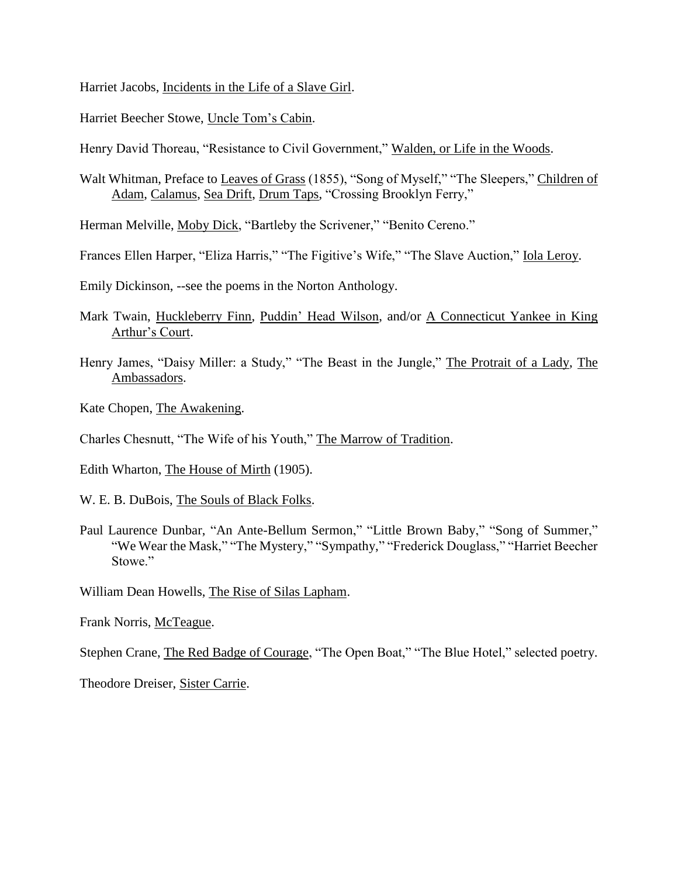Harriet Jacobs, <u>Incidents in the Life of a Slave Girl</u>.

Harriet Beecher Stowe, <u>Uncle Tom's Cabin</u>.

Henry David Thoreau, "Resistance to Civil Government," <u>Walden, or Life in the Woods</u>.

Walt Whitman, Preface to <u>Leaves of Grass</u> (1855), "Song of Myself," "The Sleepers," <u>Children of Adam</u>, <u>Calamus</u>, <u>Sea Drift</u>, <u>Drum Taps</u>, "Crossing Brooklyn Ferry,"

Herman Melville, <u>Moby Dick</u>, "Bartleby the Scrivener," "Benito Cereno."

Frances Ellen Harper, "Eliza Harris," "The Figitive's Wife," "The Slave Auction," <u>Iola Leroy</u>.

Emily Dickinson, --see the poems in the Norton Anthology.

Mark Twain, <u>Huckleberry Finn</u>, <u>Puddin' Head Wilson</u>, and/or <u>A Connecticut Yankee in King Arthur's Court</u>.

Henry James, "Daisy Miller: a Study," "The Beast in the Jungle," <u>The Protrait of a Lady</u>, <u>The Ambassadors</u>.

Kate Chopen, <u>The Awakening</u>.

Charles Chesnutt, "The Wife of his Youth," <u>The Marrow of Tradition</u>.

Edith Wharton, <u>The House of Mirth</u> (1905).

W. E. B. DuBois, <u>The Souls of Black Folks</u>.

Paul Laurence Dunbar, "An Ante-Bellum Sermon," "Little Brown Baby," "Song of Summer," "We Wear the Mask," "The Mystery," "Sympathy," "Frederick Douglass," "Harriet Beecher Stowe."

William Dean Howells, <u>The Rise of Silas Lapham</u>.

Frank Norris, <u>McTeague</u>.

Stephen Crane, <u>The Red Badge of Courage</u>, "The Open Boat," "The Blue Hotel," selected poetry.

Theodore Dreiser, <u>Sister Carrie</u>.